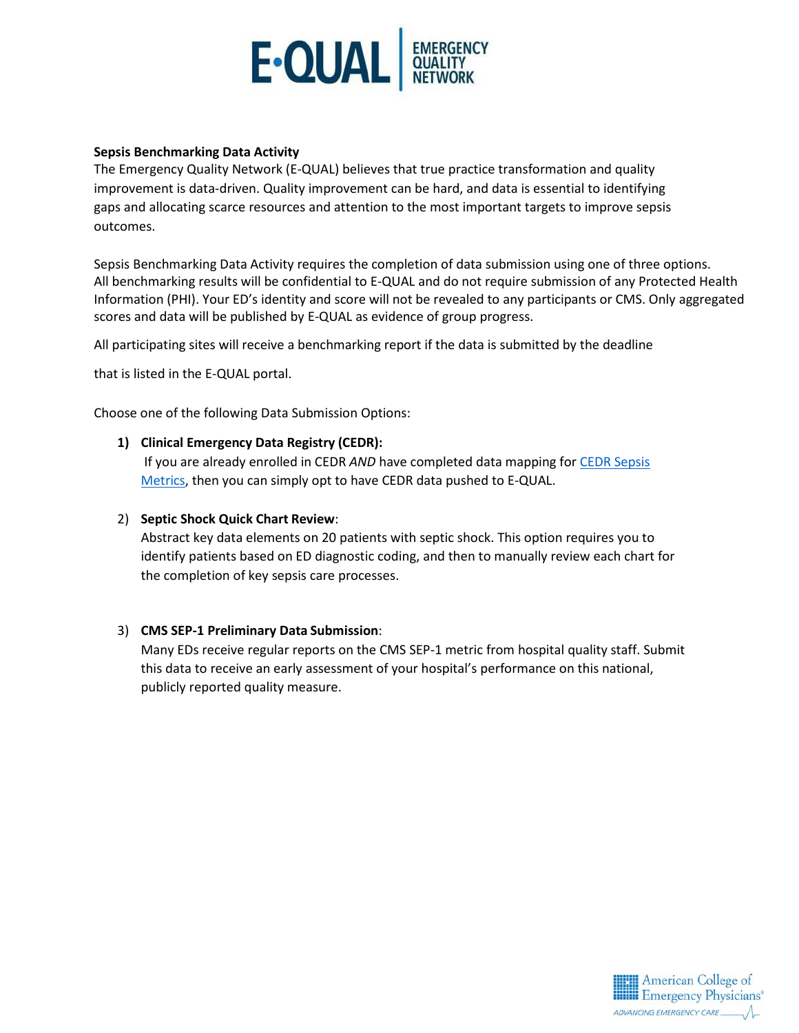**Sepsis Benchmarking Data Activity**

The Emergency Quality Network (E-QUAL) believes that true practice transformation and quality improvement is data-driven. Quality improvement can be hard, and data is essential to identifying gaps and allocating scarce resources and attention to the most important targets to improve sepsis outcomes.

Sepsis Benchmarking Data Activity requires the completion of data submission using one of three options. All benchmarking results will be confidential to E-QUAL and do not require submission of any Protected Health Information (PHI). Your ED's identity and score will not be revealed to any participants or CMS. Only aggregated scores and data will be published by E-QUAL as evidence of group progress.

All participating sites will receive a benchmarking report if the data is submitted by the deadline

that is listed in the E-QUAL portal.

Choose one of the following Data Submission Options:

1) **Clinical Emergency Data Registry (CEDR):**
   If you are already enrolled in CEDR *AND* have completed data mapping for [CEDR Sepsis Metrics](), then you can simply opt to have CEDR data pushed to E-QUAL.

2) **Septic Shock Quick Chart Review**:
   Abstract key data elements on 20 patients with septic shock. This option requires you to identify patients based on ED diagnostic coding, and then to manually review each chart for the completion of key sepsis care processes.

3) **CMS SEP-1 Preliminary Data Submission**:
   Many EDs receive regular reports on the CMS SEP-1 metric from hospital quality staff. Submit this data to receive an early assessment of your hospital's performance on this national, publicly reported quality measure.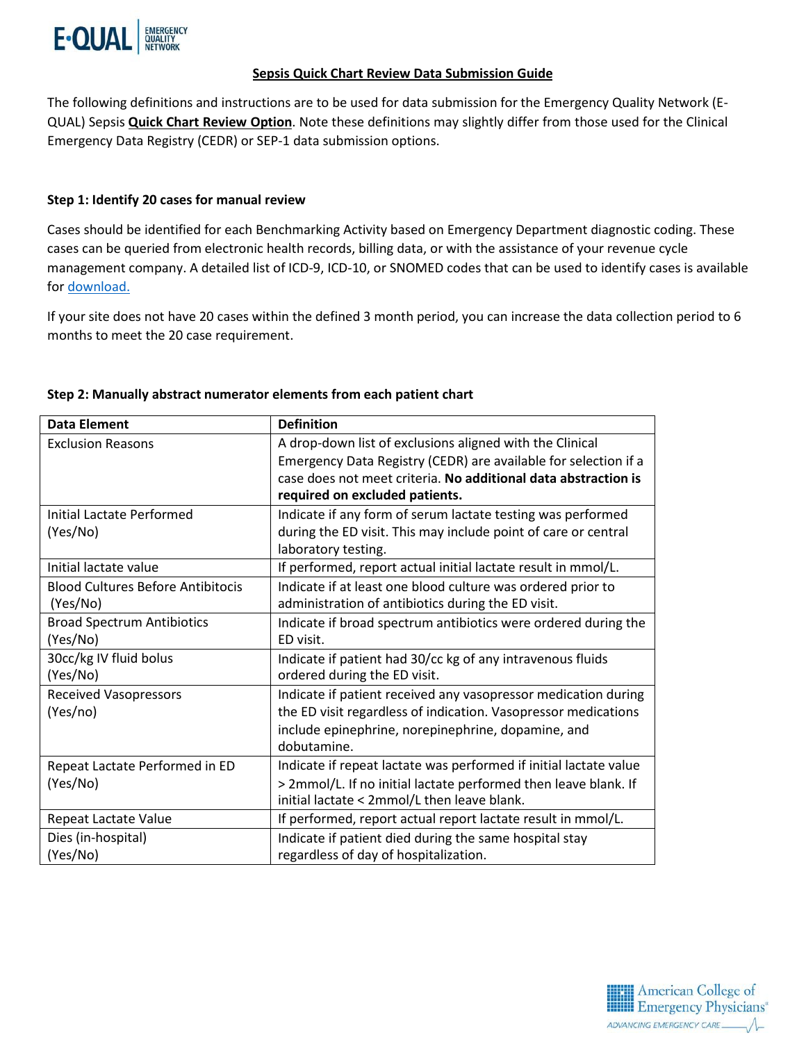## Sepsis Quick Chart Review Data Submission Guide

The following definitions and instructions are to be used for data submission for the Emergency Quality Network (E-QUAL) Sepsis **Quick Chart Review Option**. Note these definitions may slightly differ from those used for the Clinical Emergency Data Registry (CEDR) or SEP-1 data submission options.

### Step 1: Identify 20 cases for manual review

Cases should be identified for each Benchmarking Activity based on Emergency Department diagnostic coding. These cases can be queried from electronic health records, billing data, or with the assistance of your revenue cycle management company. A detailed list of ICD-9, ICD-10, or SNOMED codes that can be used to identify cases is available for download.

If your site does not have 20 cases within the defined 3 month period, you can increase the data collection period to 6 months to meet the 20 case requirement.

### Step 2: Manually abstract numerator elements from each patient chart

| Data Element | Definition |
|---|---|
| Exclusion Reasons | A drop-down list of exclusions aligned with the Clinical Emergency Data Registry (CEDR) are available for selection if a case does not meet criteria. **No additional data abstraction is required on excluded patients.** |
| Initial Lactate Performed (Yes/No) | Indicate if any form of serum lactate testing was performed during the ED visit. This may include point of care or central laboratory testing. |
| Initial lactate value | If performed, report actual initial lactate result in mmol/L. |
| Blood Cultures Before Antibitocis (Yes/No) | Indicate if at least one blood culture was ordered prior to administration of antibiotics during the ED visit. |
| Broad Spectrum Antibiotics (Yes/No) | Indicate if broad spectrum antibiotics were ordered during the ED visit. |
| 30cc/kg IV fluid bolus (Yes/No) | Indicate if patient had 30/cc kg of any intravenous fluids ordered during the ED visit. |
| Received Vasopressors (Yes/no) | Indicate if patient received any vasopressor medication during the ED visit regardless of indication. Vasopressor medications include epinephrine, norepinephrine, dopamine, and dobutamine. |
| Repeat Lactate Performed in ED (Yes/No) | Indicate if repeat lactate was performed if initial lactate value > 2mmol/L. If no initial lactate performed then leave blank. If initial lactate < 2mmol/L then leave blank. |
| Repeat Lactate Value | If performed, report actual report lactate result in mmol/L. |
| Dies (in-hospital) (Yes/No) | Indicate if patient died during the same hospital stay regardless of day of hospitalization. |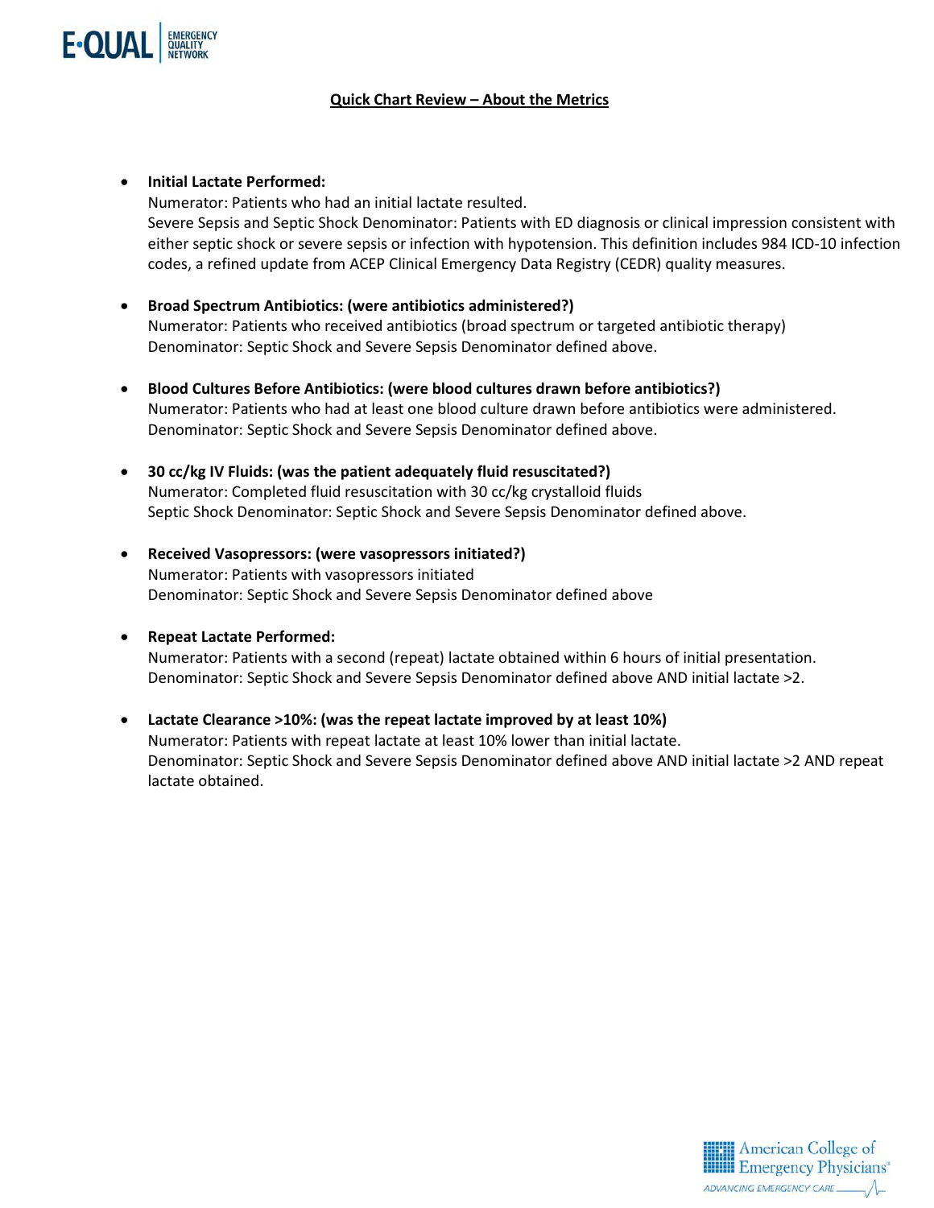## Quick Chart Review – About the Metrics

- **Initial Lactate Performed:**
  Numerator: Patients who had an initial lactate resulted.
  Severe Sepsis and Septic Shock Denominator: Patients with ED diagnosis or clinical impression consistent with either septic shock or severe sepsis or infection with hypotension. This definition includes 984 ICD-10 infection codes, a refined update from ACEP Clinical Emergency Data Registry (CEDR) quality measures.

- **Broad Spectrum Antibiotics: (were antibiotics administered?)**
  Numerator: Patients who received antibiotics (broad spectrum or targeted antibiotic therapy)
  Denominator: Septic Shock and Severe Sepsis Denominator defined above.

- **Blood Cultures Before Antibiotics: (were blood cultures drawn before antibiotics?)**
  Numerator: Patients who had at least one blood culture drawn before antibiotics were administered.
  Denominator: Septic Shock and Severe Sepsis Denominator defined above.

- **30 cc/kg IV Fluids: (was the patient adequately fluid resuscitated?)**
  Numerator: Completed fluid resuscitation with 30 cc/kg crystalloid fluids
  Septic Shock Denominator: Septic Shock and Severe Sepsis Denominator defined above.

- **Received Vasopressors: (were vasopressors initiated?)**
  Numerator: Patients with vasopressors initiated
  Denominator: Septic Shock and Severe Sepsis Denominator defined above

- **Repeat Lactate Performed:**
  Numerator: Patients with a second (repeat) lactate obtained within 6 hours of initial presentation.
  Denominator: Septic Shock and Severe Sepsis Denominator defined above AND initial lactate >2.

- **Lactate Clearance >10%: (was the repeat lactate improved by at least 10%)**
  Numerator: Patients with repeat lactate at least 10% lower than initial lactate.
  Denominator: Septic Shock and Severe Sepsis Denominator defined above AND initial lactate >2 AND repeat lactate obtained.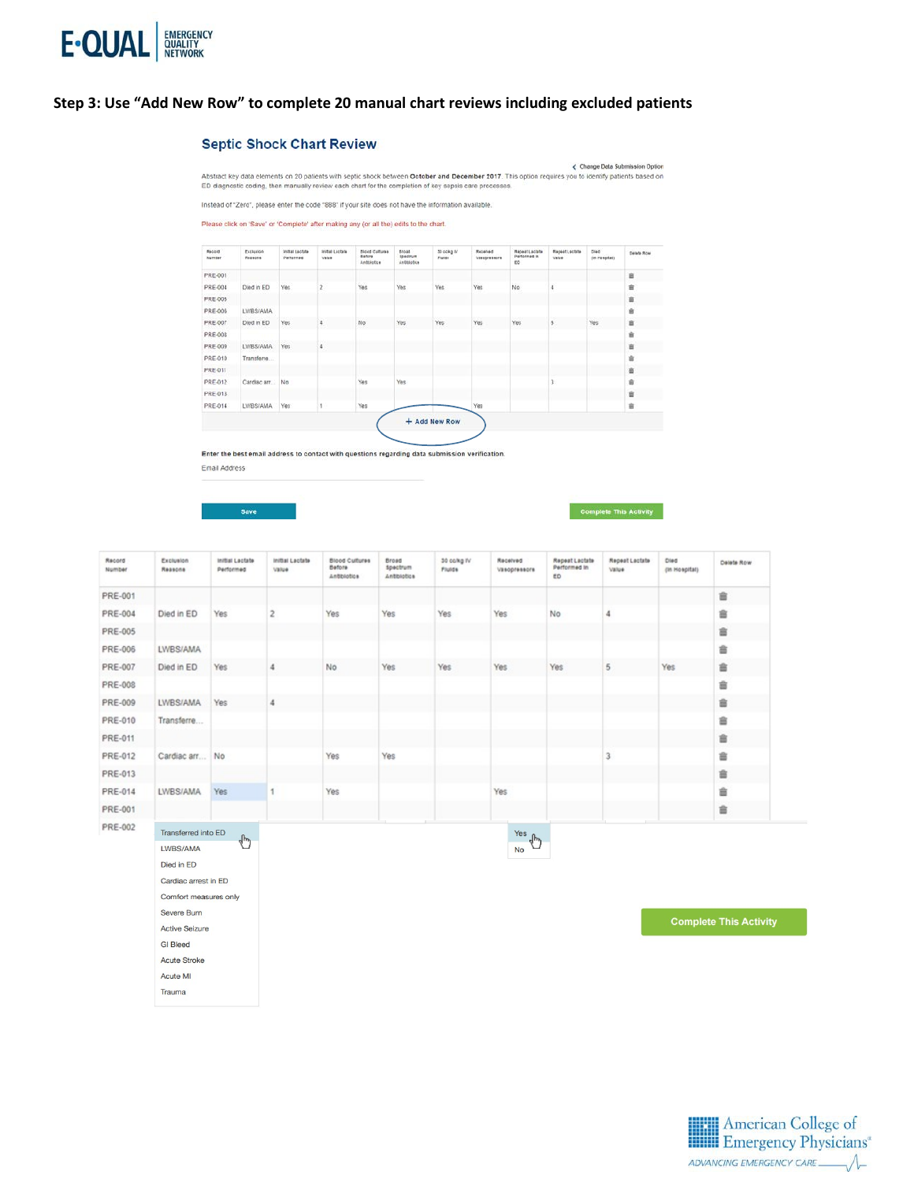## Step 3: Use "Add New Row" to complete 20 manual chart reviews including excluded patients

### Septic Shock Chart Review

‹ Change Data Submission Option

Abstract key data elements on 20 patients with septic shock between **October and December 2017**. This option requires you to identify patients based on ED diagnostic coding, then manually review each chart for the completion of key sepsis care processes.

Instead of "Zero", please enter the code "888" if your site does not have the information available.

Please click on 'Save' or 'Complete' after making any (or all the) edits to the chart.

| Record Number | Exclusion Reasons | Initial Lactate Performed | Initial Lactate Value | Blood Cultures Before Antibiotics | Broad Spectrum Antibiotics | 30 cc/kg IV Fluids | Received Vasopressors | Repeat Lactate Performed in ED | Repeat Lactate Value | Died (in Hospital) | Delete Row |
|---|---|---|---|---|---|---|---|---|---|---|---|
| PRE-001 | | | | | | | | | | | 🗑 |
| PRE-004 | Died in ED | Yes | 2 | Yes | Yes | Yes | Yes | No | 4 | | 🗑 |
| PRE-005 | | | | | | | | | | | 🗑 |
| PRE-006 | LWBS/AMA | | | | | | | | | | 🗑 |
| PRE-007 | Died in ED | Yes | 4 | No | Yes | Yes | Yes | Yes | 5 | Yes | 🗑 |
| PRE-008 | | | | | | | | | | | 🗑 |
| PRE-009 | LWBS/AMA | Yes | 4 | | | | | | | | 🗑 |
| PRE-010 | Transferre... | | | | | | | | | | 🗑 |
| PRE-011 | | | | | | | | | | | 🗑 |
| PRE-012 | Cardiac arr... | No | | Yes | Yes | | | | 3 | | 🗑 |
| PRE-013 | | | | | | | | | | | 🗑 |
| PRE-014 | LWBS/AMA | Yes | 1 | Yes | | | Yes | | | | 🗑 |

+ Add New Row

Enter the best email address to contact with questions regarding data submission verification.

Email Address

Save | Complete This Activity

| Record Number | Exclusion Reasons | Initial Lactate Performed | Initial Lactate Value | Blood Cultures Before Antibiotics | Broad Spectrum Antibiotics | 30 cc/kg IV Fluids | Received Vasopressors | Repeat Lactate Performed in ED | Repeat Lactate Value | Died (in Hospital) | Delete Row |
|---|---|---|---|---|---|---|---|---|---|---|---|
| PRE-001 | | | | | | | | | | | 🗑 |
| PRE-004 | Died in ED | Yes | 2 | Yes | Yes | Yes | Yes | No | 4 | | 🗑 |
| PRE-005 | | | | | | | | | | | 🗑 |
| PRE-006 | LWBS/AMA | | | | | | | | | | 🗑 |
| PRE-007 | Died in ED | Yes | 4 | No | Yes | Yes | Yes | Yes | 5 | Yes | 🗑 |
| PRE-008 | | | | | | | | | | | 🗑 |
| PRE-009 | LWBS/AMA | Yes | 4 | | | | | | | | 🗑 |
| PRE-010 | Transferre... | | | | | | | | | | 🗑 |
| PRE-011 | | | | | | | | | | | 🗑 |
| PRE-012 | Cardiac arr... | No | | Yes | Yes | | | | 3 | | 🗑 |
| PRE-013 | | | | | | | | | | | 🗑 |
| PRE-014 | LWBS/AMA | Yes | 1 | Yes | | | Yes | | | | 🗑 |
| PRE-001 | | | | | | | | | | | 🗑 |
| PRE-002 | | | | | | | | | | | |

Exclusion Reasons dropdown options:
- Transferred into ED
- LWBS/AMA
- Died in ED
- Cardiac arrest in ED
- Comfort measures only
- Severe Burn
- Active Seizure
- GI Bleed
- Acute Stroke
- Acute MI
- Trauma

Yes/No dropdown options:
- Yes
- No

Complete This Activity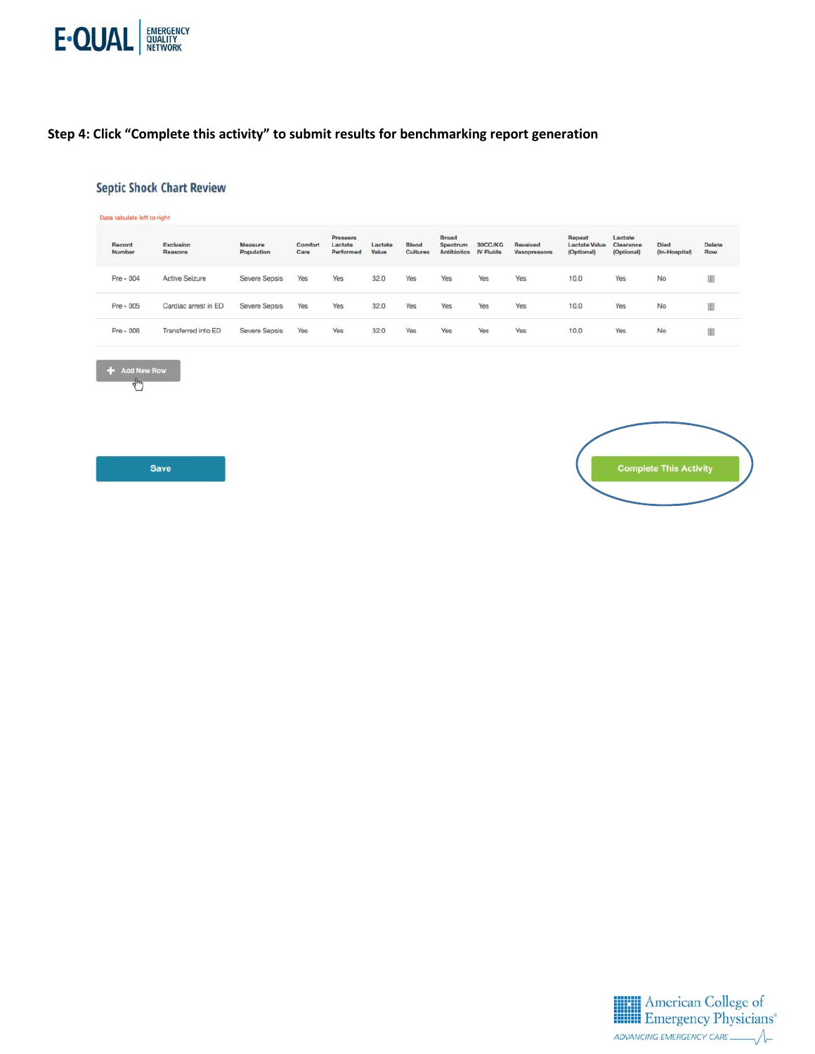**Step 4: Click "Complete this activity" to submit results for benchmarking report generation**

## Septic Shock Chart Review

Data tabulate left to right

| Record Number | Exclusion Reasons | Measure Population | Comfort Care | Pressers Lactate Performed | Lactate Value | Blood Cultures | Broad Spectrum Antibiotics | 30CC/KG IV Fluids | Received Vasopressors | Repeat Lactate Value (Optional) | Lactate Clearance (Optional) | Died (In-Hospital) | Delete Row |
|---|---|---|---|---|---|---|---|---|---|---|---|---|---|
| Pre - 004 | Active Seizure | Severe Sepsis | Yes | Yes | 32.0 | Yes | Yes | Yes | Yes | 10.0 | Yes | No | |
| Pre - 005 | Cardiac arrest in ED | Severe Sepsis | Yes | Yes | 32.0 | Yes | Yes | Yes | Yes | 10.0 | Yes | No | |
| Pre - 006 | Transferred into ED | Severe Sepsis | Yes | Yes | 32.0 | Yes | Yes | Yes | Yes | 10.0 | Yes | No | |

+ Add New Row

Save

Complete This Activity